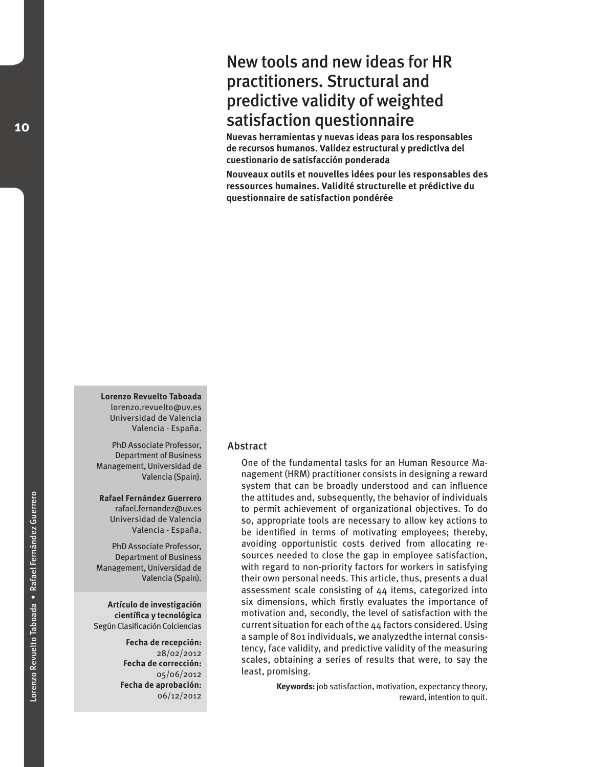# New tools and new ideas for HR practitioners. Structural and predictive validity of weighted satisfaction questionnaire

**Nuevas herramientas y nuevas ideas para los responsables de recursos humanos. Validez estructural y predictiva del cuestionario de satisfacción ponderada**

**Nouveaux outils et nouvelles idées pour les responsables des ressources humaines. Validité structurelle et prédictive du questionnaire de satisfaction pondérée**

**Lorenzo Revuelto Taboada**
lorenzo.revuelto@uv.es
Universidad de Valencia
Valencia - España.

PhD Associate Professor, Department of Business Management, Universidad de Valencia (Spain).

**Rafael Fernández Guerrero**
rafael.fernandez@uv.es
Universidad de Valencia
Valencia - España.

PhD Associate Professor, Department of Business Management, Universidad de Valencia (Spain).

**Artículo de investigación científica y tecnológica**
Según Clasificación Colciencias

**Fecha de recepción:** 28/02/2012
**Fecha de corrección:** 05/06/2012
**Fecha de aprobación:** 06/12/2012

## Abstract

One of the fundamental tasks for an Human Resource Management (HRM) practitioner consists in designing a reward system that can be broadly understood and can influence the attitudes and, subsequently, the behavior of individuals to permit achievement of organizational objectives. To do so, appropriate tools are necessary to allow key actions to be identified in terms of motivating employees; thereby, avoiding opportunistic costs derived from allocating resources needed to close the gap in employee satisfaction, with regard to non-priority factors for workers in satisfying their own personal needs. This article, thus, presents a dual assessment scale consisting of 44 items, categorized into six dimensions, which firstly evaluates the importance of motivation and, secondly, the level of satisfaction with the current situation for each of the 44 factors considered. Using a sample of 801 individuals, we analyzedthe internal consistency, face validity, and predictive validity of the measuring scales, obtaining a series of results that were, to say the least, promising.

**Keywords:** job satisfaction, motivation, expectancy theory, reward, intention to quit.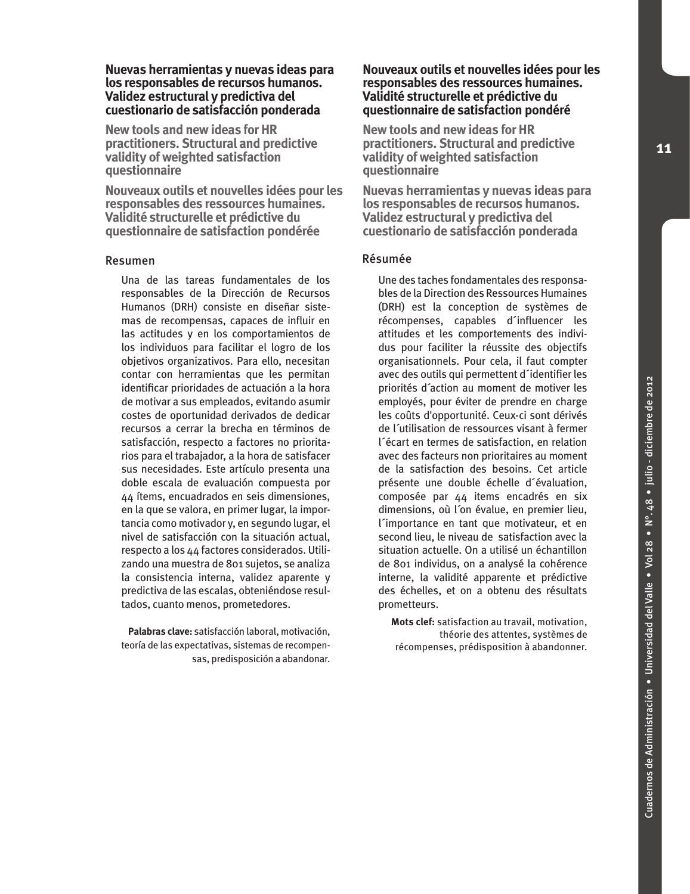## Nuevas herramientas y nuevas ideas para los responsables de recursos humanos. Validez estructural y predictiva del cuestionario de satisfacción ponderada

### New tools and new ideas for HR practitioners. Structural and predictive validity of weighted satisfaction questionnaire

### Nouveaux outils et nouvelles idées pour les responsables des ressources humaines. Validité structurelle et prédictive du questionnaire de satisfaction pondérée

#### Resumen

Una de las tareas fundamentales de los responsables de la Dirección de Recursos Humanos (DRH) consiste en diseñar sistemas de recompensas, capaces de influir en las actitudes y en los comportamientos de los individuos para facilitar el logro de los objetivos organizativos. Para ello, necesitan contar con herramientas que les permitan identificar prioridades de actuación a la hora de motivar a sus empleados, evitando asumir costes de oportunidad derivados de dedicar recursos a cerrar la brecha en términos de satisfacción, respecto a factores no prioritarios para el trabajador, a la hora de satisfacer sus necesidades. Este artículo presenta una doble escala de evaluación compuesta por 44 ítems, encuadrados en seis dimensiones, en la que se valora, en primer lugar, la importancia como motivador y, en segundo lugar, el nivel de satisfacción con la situación actual, respecto a los 44 factores considerados. Utilizando una muestra de 801 sujetos, se analiza la consistencia interna, validez aparente y predictiva de las escalas, obteniéndose resultados, cuanto menos, prometedores.

**Palabras clave:** satisfacción laboral, motivación, teoría de las expectativas, sistemas de recompensas, predisposición a abandonar.

## Nouveaux outils et nouvelles idées pour les responsables des ressources humaines. Validité structurelle et prédictive du questionnaire de satisfaction pondéré

### New tools and new ideas for HR practitioners. Structural and predictive validity of weighted satisfaction questionnaire

### Nuevas herramientas y nuevas ideas para los responsables de recursos humanos. Validez estructural y predictiva del cuestionario de satisfacción ponderada

#### Résumée

Une des taches fondamentales des responsables de la Direction des Ressources Humaines (DRH) est la conception de systèmes de récompenses, capables d´influencer les attitudes et les comportements des individus pour faciliter la réussite des objectifs organisationnels. Pour cela, il faut compter avec des outils qui permettent d´identifier les priorités d´action au moment de motiver les employés, pour éviter de prendre en charge les coûts d'opportunité. Ceux-ci sont dérivés de l´utilisation de ressources visant à fermer l´écart en termes de satisfaction, en relation avec des facteurs non prioritaires au moment de la satisfaction des besoins. Cet article présente une double échelle d´évaluation, composée par 44 items encadrés en six dimensions, où l´on évalue, en premier lieu, l´importance en tant que motivateur, et en second lieu, le niveau de satisfaction avec la situation actuelle. On a utilisé un échantillon de 801 individus, on a analysé la cohérence interne, la validité apparente et prédictive des échelles, et on a obtenu des résultats prometteurs.

**Mots clef:** satisfaction au travail, motivation, théorie des attentes, systèmes de récompenses, prédisposition à abandonner.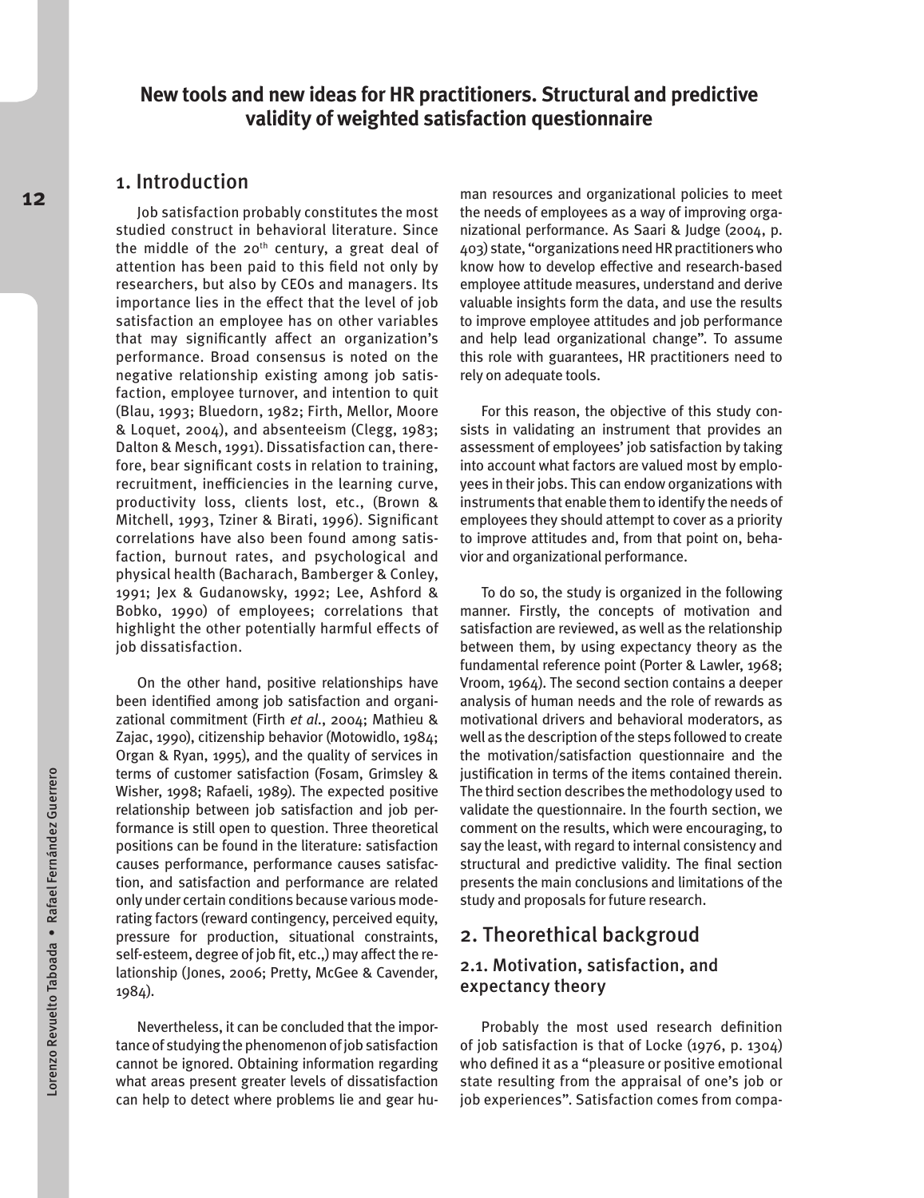# New tools and new ideas for HR practitioners. Structural and predictive validity of weighted satisfaction questionnaire

## 1. Introduction

Job satisfaction probably constitutes the most studied construct in behavioral literature. Since the middle of the 20th century, a great deal of attention has been paid to this field not only by researchers, but also by CEOs and managers. Its importance lies in the effect that the level of job satisfaction an employee has on other variables that may significantly affect an organization's performance. Broad consensus is noted on the negative relationship existing among job satisfaction, employee turnover, and intention to quit (Blau, 1993; Bluedorn, 1982; Firth, Mellor, Moore & Loquet, 2004), and absenteeism (Clegg, 1983; Dalton & Mesch, 1991). Dissatisfaction can, therefore, bear significant costs in relation to training, recruitment, inefficiencies in the learning curve, productivity loss, clients lost, etc., (Brown & Mitchell, 1993, Tziner & Birati, 1996). Significant correlations have also been found among satisfaction, burnout rates, and psychological and physical health (Bacharach, Bamberger & Conley, 1991; Jex & Gudanowsky, 1992; Lee, Ashford & Bobko, 1990) of employees; correlations that highlight the other potentially harmful effects of job dissatisfaction.

On the other hand, positive relationships have been identified among job satisfaction and organizational commitment (Firth *et al.*, 2004; Mathieu & Zajac, 1990), citizenship behavior (Motowidlo, 1984; Organ & Ryan, 1995), and the quality of services in terms of customer satisfaction (Fosam, Grimsley & Wisher, 1998; Rafaeli, 1989). The expected positive relationship between job satisfaction and job performance is still open to question. Three theoretical positions can be found in the literature: satisfaction causes performance, performance causes satisfaction, and satisfaction and performance are related only under certain conditions because various moderating factors (reward contingency, perceived equity, pressure for production, situational constraints, self-esteem, degree of job fit, etc.,) may affect the relationship (Jones, 2006; Pretty, McGee & Cavender, 1984).

Nevertheless, it can be concluded that the importance of studying the phenomenon of job satisfaction cannot be ignored. Obtaining information regarding what areas present greater levels of dissatisfaction can help to detect where problems lie and gear human resources and organizational policies to meet the needs of employees as a way of improving organizational performance. As Saari & Judge (2004, p. 403) state, "organizations need HR practitioners who know how to develop effective and research-based employee attitude measures, understand and derive valuable insights form the data, and use the results to improve employee attitudes and job performance and help lead organizational change". To assume this role with guarantees, HR practitioners need to rely on adequate tools.

For this reason, the objective of this study consists in validating an instrument that provides an assessment of employees' job satisfaction by taking into account what factors are valued most by employees in their jobs. This can endow organizations with instruments that enable them to identify the needs of employees they should attempt to cover as a priority to improve attitudes and, from that point on, behavior and organizational performance.

To do so, the study is organized in the following manner. Firstly, the concepts of motivation and satisfaction are reviewed, as well as the relationship between them, by using expectancy theory as the fundamental reference point (Porter & Lawler, 1968; Vroom, 1964). The second section contains a deeper analysis of human needs and the role of rewards as motivational drivers and behavioral moderators, as well as the description of the steps followed to create the motivation/satisfaction questionnaire and the justification in terms of the items contained therein. The third section describes the methodology used to validate the questionnaire. In the fourth section, we comment on the results, which were encouraging, to say the least, with regard to internal consistency and structural and predictive validity. The final section presents the main conclusions and limitations of the study and proposals for future research.

## 2. Theorethical backgroud

### 2.1. Motivation, satisfaction, and expectancy theory

Probably the most used research definition of job satisfaction is that of Locke (1976, p. 1304) who defined it as a "pleasure or positive emotional state resulting from the appraisal of one's job or job experiences". Satisfaction comes from compa-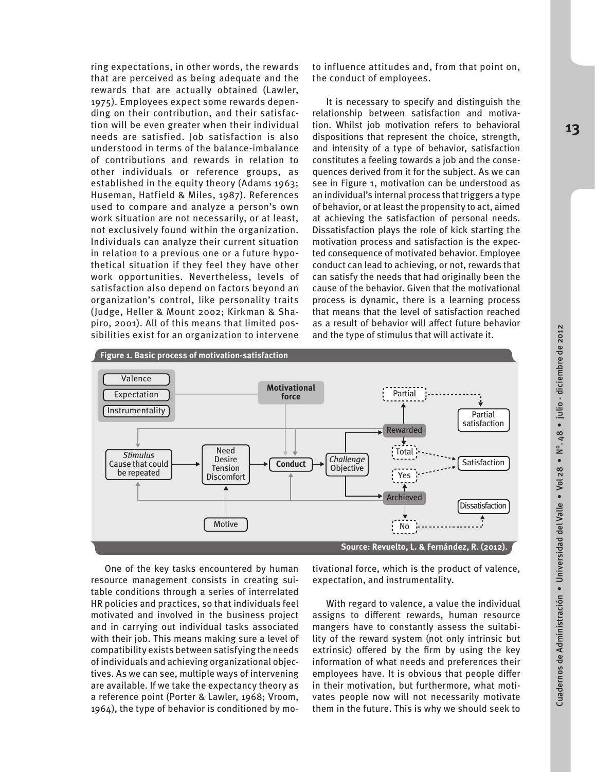ring expectations, in other words, the rewards that are perceived as being adequate and the rewards that are actually obtained (Lawler, 1975). Employees expect some rewards depending on their contribution, and their satisfaction will be even greater when their individual needs are satisfied. Job satisfaction is also understood in terms of the balance-imbalance of contributions and rewards in relation to other individuals or reference groups, as established in the equity theory (Adams 1963; Huseman, Hatfield & Miles, 1987). References used to compare and analyze a person's own work situation are not necessarily, or at least, not exclusively found within the organization. Individuals can analyze their current situation in relation to a previous one or a future hypothetical situation if they feel they have other work opportunities. Nevertheless, levels of satisfaction also depend on factors beyond an organization's control, like personality traits (Judge, Heller & Mount 2002; Kirkman & Shapiro, 2001). All of this means that limited possibilities exist for an organization to intervene to influence attitudes and, from that point on, the conduct of employees.

It is necessary to specify and distinguish the relationship between satisfaction and motivation. Whilst job motivation refers to behavioral dispositions that represent the choice, strength, and intensity of a type of behavior, satisfaction constitutes a feeling towards a job and the consequences derived from it for the subject. As we can see in Figure 1, motivation can be understood as an individual's internal process that triggers a type of behavior, or at least the propensity to act, aimed at achieving the satisfaction of personal needs. Dissatisfaction plays the role of kick starting the motivation process and satisfaction is the expected consequence of motivated behavior. Employee conduct can lead to achieving, or not, rewards that can satisfy the needs that had originally been the cause of the behavior. Given that the motivational process is dynamic, there is a learning process that means that the level of satisfaction reached as a result of behavior will affect future behavior and the type of stimulus that will activate it.

**Figure 1. Basic process of motivation-satisfaction**

Source: Revuelto, L. & Fernández, R. (2012).

One of the key tasks encountered by human resource management consists in creating suitable conditions through a series of interrelated HR policies and practices, so that individuals feel motivated and involved in the business project and in carrying out individual tasks associated with their job. This means making sure a level of compatibility exists between satisfying the needs of individuals and achieving organizational objectives. As we can see, multiple ways of intervening are available. If we take the expectancy theory as a reference point (Porter & Lawler, 1968; Vroom, 1964), the type of behavior is conditioned by motivational force, which is the product of valence, expectation, and instrumentality.

With regard to valence, a value the individual assigns to different rewards, human resource mangers have to constantly assess the suitability of the reward system (not only intrinsic but extrinsic) offered by the firm by using the key information of what needs and preferences their employees have. It is obvious that people differ in their motivation, but furthermore, what motivates people now will not necessarily motivate them in the future. This is why we should seek to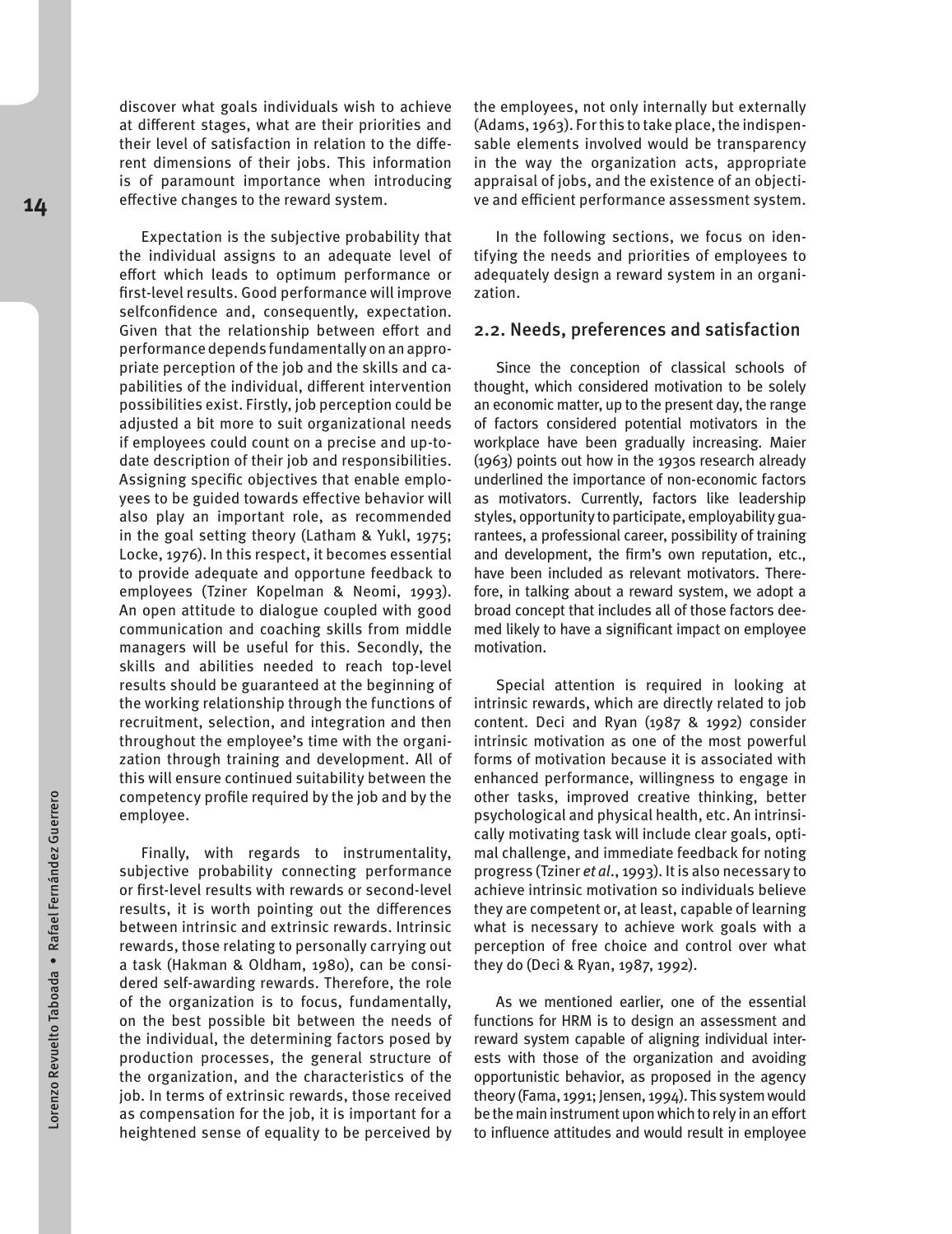discover what goals individuals wish to achieve at different stages, what are their priorities and their level of satisfaction in relation to the different dimensions of their jobs. This information is of paramount importance when introducing effective changes to the reward system.

Expectation is the subjective probability that the individual assigns to an adequate level of effort which leads to optimum performance or first-level results. Good performance will improve selfconfidence and, consequently, expectation. Given that the relationship between effort and performance depends fundamentally on an appropriate perception of the job and the skills and capabilities of the individual, different intervention possibilities exist. Firstly, job perception could be adjusted a bit more to suit organizational needs if employees could count on a precise and up-to-date description of their job and responsibilities. Assigning specific objectives that enable employees to be guided towards effective behavior will also play an important role, as recommended in the goal setting theory (Latham & Yukl, 1975; Locke, 1976). In this respect, it becomes essential to provide adequate and opportune feedback to employees (Tziner Kopelman & Neomi, 1993). An open attitude to dialogue coupled with good communication and coaching skills from middle managers will be useful for this. Secondly, the skills and abilities needed to reach top-level results should be guaranteed at the beginning of the working relationship through the functions of recruitment, selection, and integration and then throughout the employee's time with the organization through training and development. All of this will ensure continued suitability between the competency profile required by the job and by the employee.

Finally, with regards to instrumentality, subjective probability connecting performance or first-level results with rewards or second-level results, it is worth pointing out the differences between intrinsic and extrinsic rewards. Intrinsic rewards, those relating to personally carrying out a task (Hakman & Oldham, 1980), can be considered self-awarding rewards. Therefore, the role of the organization is to focus, fundamentally, on the best possible bit between the needs of the individual, the determining factors posed by production processes, the general structure of the organization, and the characteristics of the job. In terms of extrinsic rewards, those received as compensation for the job, it is important for a heightened sense of equality to be perceived by the employees, not only internally but externally (Adams, 1963). For this to take place, the indispensable elements involved would be transparency in the way the organization acts, appropriate appraisal of jobs, and the existence of an objective and efficient performance assessment system.

In the following sections, we focus on identifying the needs and priorities of employees to adequately design a reward system in an organization.

## 2.2. Needs, preferences and satisfaction

Since the conception of classical schools of thought, which considered motivation to be solely an economic matter, up to the present day, the range of factors considered potential motivators in the workplace have been gradually increasing. Maier (1963) points out how in the 1930s research already underlined the importance of non-economic factors as motivators. Currently, factors like leadership styles, opportunity to participate, employability guarantees, a professional career, possibility of training and development, the firm's own reputation, etc., have been included as relevant motivators. Therefore, in talking about a reward system, we adopt a broad concept that includes all of those factors deemed likely to have a significant impact on employee motivation.

Special attention is required in looking at intrinsic rewards, which are directly related to job content. Deci and Ryan (1987 & 1992) consider intrinsic motivation as one of the most powerful forms of motivation because it is associated with enhanced performance, willingness to engage in other tasks, improved creative thinking, better psychological and physical health, etc. An intrinsically motivating task will include clear goals, optimal challenge, and immediate feedback for noting progress (Tziner *et al.*, 1993). It is also necessary to achieve intrinsic motivation so individuals believe they are competent or, at least, capable of learning what is necessary to achieve work goals with a perception of free choice and control over what they do (Deci & Ryan, 1987, 1992).

As we mentioned earlier, one of the essential functions for HRM is to design an assessment and reward system capable of aligning individual interests with those of the organization and avoiding opportunistic behavior, as proposed in the agency theory (Fama, 1991; Jensen, 1994). This system would be the main instrument upon which to rely in an effort to influence attitudes and would result in employee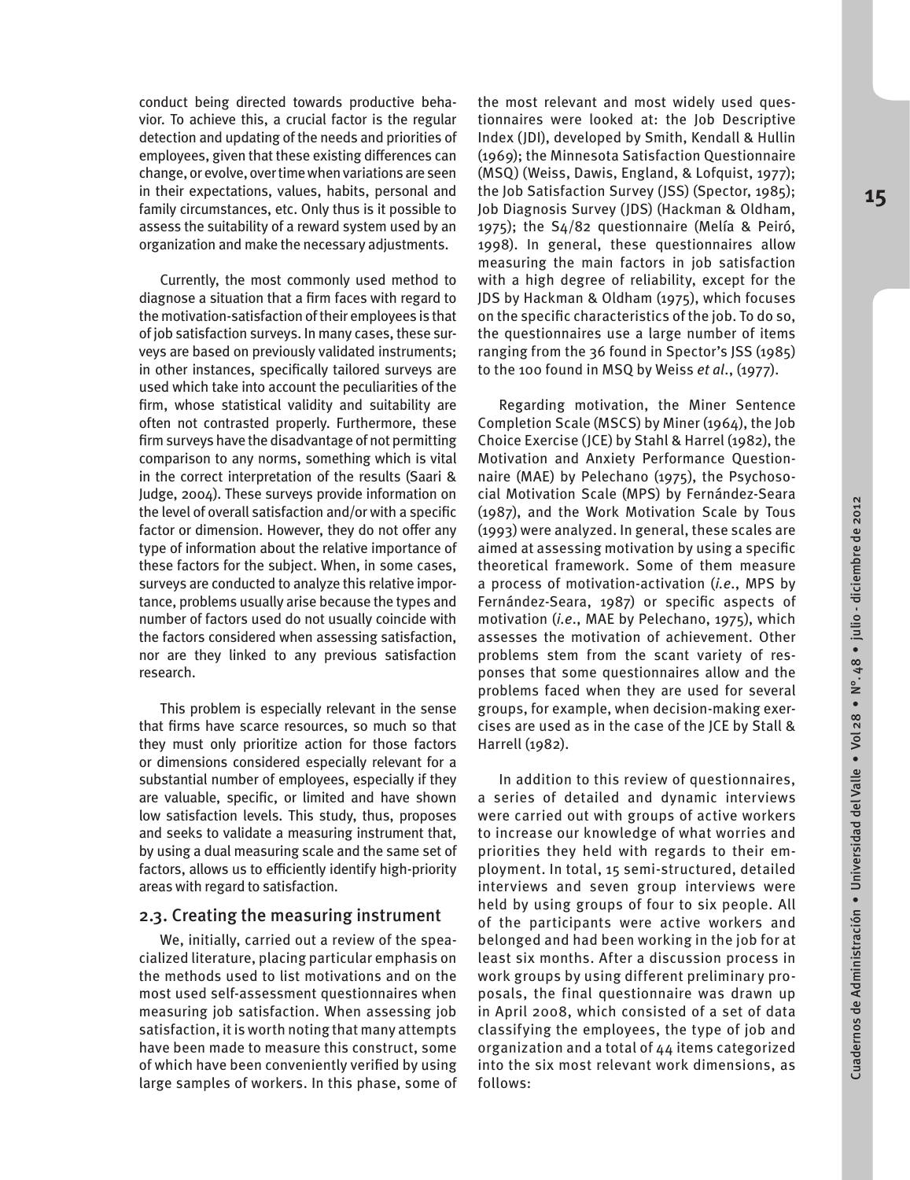conduct being directed towards productive behavior. To achieve this, a crucial factor is the regular detection and updating of the needs and priorities of employees, given that these existing differences can change, or evolve, over time when variations are seen in their expectations, values, habits, personal and family circumstances, etc. Only thus is it possible to assess the suitability of a reward system used by an organization and make the necessary adjustments.

Currently, the most commonly used method to diagnose a situation that a firm faces with regard to the motivation-satisfaction of their employees is that of job satisfaction surveys. In many cases, these surveys are based on previously validated instruments; in other instances, specifically tailored surveys are used which take into account the peculiarities of the firm, whose statistical validity and suitability are often not contrasted properly. Furthermore, these firm surveys have the disadvantage of not permitting comparison to any norms, something which is vital in the correct interpretation of the results (Saari & Judge, 2004). These surveys provide information on the level of overall satisfaction and/or with a specific factor or dimension. However, they do not offer any type of information about the relative importance of these factors for the subject. When, in some cases, surveys are conducted to analyze this relative importance, problems usually arise because the types and number of factors used do not usually coincide with the factors considered when assessing satisfaction, nor are they linked to any previous satisfaction research.

This problem is especially relevant in the sense that firms have scarce resources, so much so that they must only prioritize action for those factors or dimensions considered especially relevant for a substantial number of employees, especially if they are valuable, specific, or limited and have shown low satisfaction levels. This study, thus, proposes and seeks to validate a measuring instrument that, by using a dual measuring scale and the same set of factors, allows us to efficiently identify high-priority areas with regard to satisfaction.

## 2.3. Creating the measuring instrument

We, initially, carried out a review of the speacialized literature, placing particular emphasis on the methods used to list motivations and on the most used self-assessment questionnaires when measuring job satisfaction. When assessing job satisfaction, it is worth noting that many attempts have been made to measure this construct, some of which have been conveniently verified by using large samples of workers. In this phase, some of the most relevant and most widely used questionnaires were looked at: the Job Descriptive Index (JDI), developed by Smith, Kendall & Hullin (1969); the Minnesota Satisfaction Questionnaire (MSQ) (Weiss, Dawis, England, & Lofquist, 1977); the Job Satisfaction Survey (JSS) (Spector, 1985); Job Diagnosis Survey (JDS) (Hackman & Oldham, 1975); the S4/82 questionnaire (Melía & Peiró, 1998). In general, these questionnaires allow measuring the main factors in job satisfaction with a high degree of reliability, except for the JDS by Hackman & Oldham (1975), which focuses on the specific characteristics of the job. To do so, the questionnaires use a large number of items ranging from the 36 found in Spector's JSS (1985) to the 100 found in MSQ by Weiss *et al.*, (1977).

Regarding motivation, the Miner Sentence Completion Scale (MSCS) by Miner (1964), the Job Choice Exercise (JCE) by Stahl & Harrel (1982), the Motivation and Anxiety Performance Questionnaire (MAE) by Pelechano (1975), the Psychosocial Motivation Scale (MPS) by Fernández-Seara (1987), and the Work Motivation Scale by Tous (1993) were analyzed. In general, these scales are aimed at assessing motivation by using a specific theoretical framework. Some of them measure a process of motivation-activation (*i.e.*, MPS by Fernández-Seara, 1987) or specific aspects of motivation (*i.e.*, MAE by Pelechano, 1975), which assesses the motivation of achievement. Other problems stem from the scant variety of responses that some questionnaires allow and the problems faced when they are used for several groups, for example, when decision-making exercises are used as in the case of the JCE by Stall & Harrell (1982).

In addition to this review of questionnaires, a series of detailed and dynamic interviews were carried out with groups of active workers to increase our knowledge of what worries and priorities they held with regards to their employment. In total, 15 semi-structured, detailed interviews and seven group interviews were held by using groups of four to six people. All of the participants were active workers and belonged and had been working in the job for at least six months. After a discussion process in work groups by using different preliminary proposals, the final questionnaire was drawn up in April 2008, which consisted of a set of data classifying the employees, the type of job and organization and a total of 44 items categorized into the six most relevant work dimensions, as follows: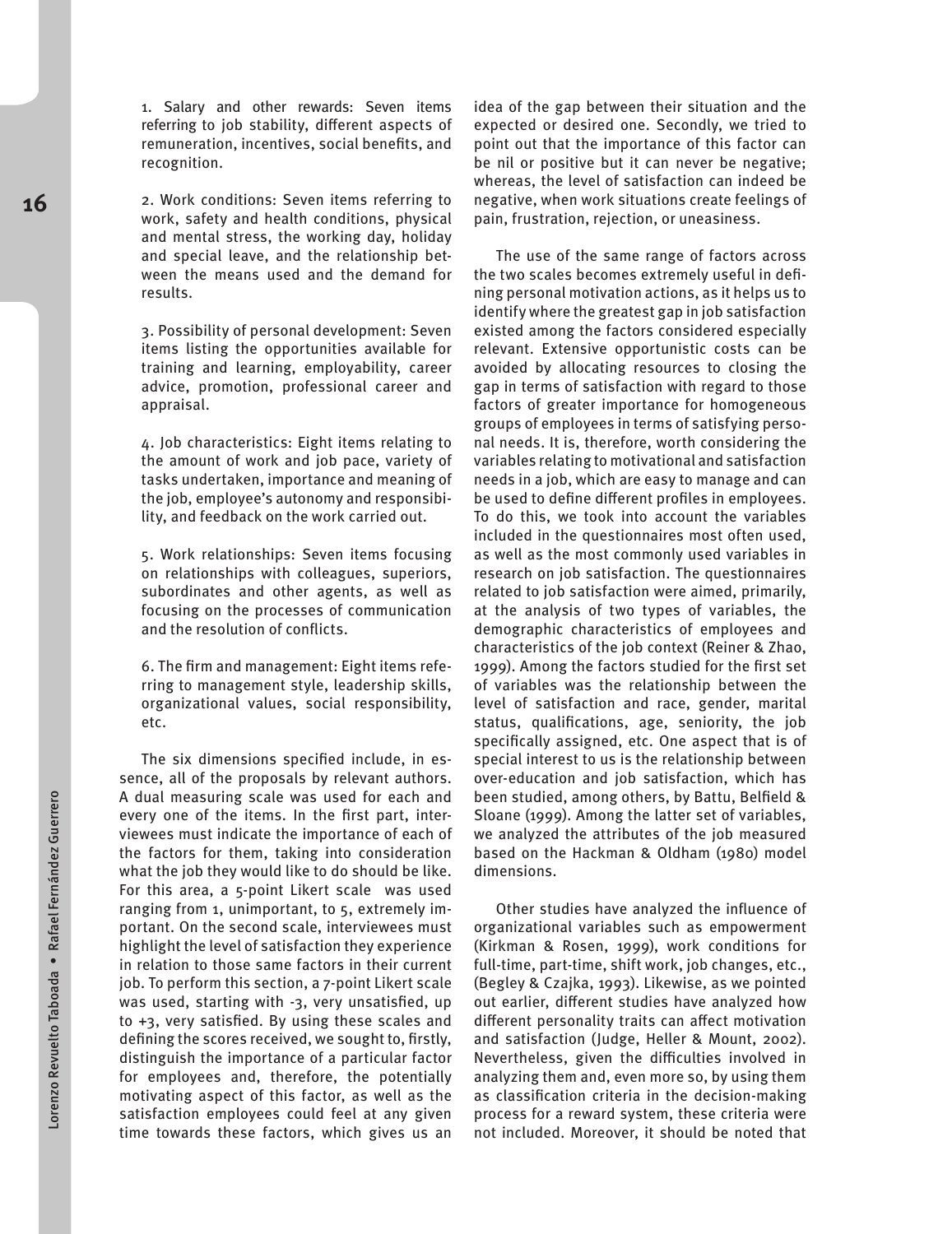1. Salary and other rewards: Seven items referring to job stability, different aspects of remuneration, incentives, social benefits, and recognition.

2. Work conditions: Seven items referring to work, safety and health conditions, physical and mental stress, the working day, holiday and special leave, and the relationship between the means used and the demand for results.

3. Possibility of personal development: Seven items listing the opportunities available for training and learning, employability, career advice, promotion, professional career and appraisal.

4. Job characteristics: Eight items relating to the amount of work and job pace, variety of tasks undertaken, importance and meaning of the job, employee's autonomy and responsibility, and feedback on the work carried out.

5. Work relationships: Seven items focusing on relationships with colleagues, superiors, subordinates and other agents, as well as focusing on the processes of communication and the resolution of conflicts.

6. The firm and management: Eight items referring to management style, leadership skills, organizational values, social responsibility, etc.

The six dimensions specified include, in essence, all of the proposals by relevant authors. A dual measuring scale was used for each and every one of the items. In the first part, interviewees must indicate the importance of each of the factors for them, taking into consideration what the job they would like to do should be like. For this area, a 5-point Likert scale was used ranging from 1, unimportant, to 5, extremely important. On the second scale, interviewees must highlight the level of satisfaction they experience in relation to those same factors in their current job. To perform this section, a 7-point Likert scale was used, starting with -3, very unsatisfied, up to +3, very satisfied. By using these scales and defining the scores received, we sought to, firstly, distinguish the importance of a particular factor for employees and, therefore, the potentially motivating aspect of this factor, as well as the satisfaction employees could feel at any given time towards these factors, which gives us an idea of the gap between their situation and the expected or desired one. Secondly, we tried to point out that the importance of this factor can be nil or positive but it can never be negative; whereas, the level of satisfaction can indeed be negative, when work situations create feelings of pain, frustration, rejection, or uneasiness.

The use of the same range of factors across the two scales becomes extremely useful in defining personal motivation actions, as it helps us to identify where the greatest gap in job satisfaction existed among the factors considered especially relevant. Extensive opportunistic costs can be avoided by allocating resources to closing the gap in terms of satisfaction with regard to those factors of greater importance for homogeneous groups of employees in terms of satisfying personal needs. It is, therefore, worth considering the variables relating to motivational and satisfaction needs in a job, which are easy to manage and can be used to define different profiles in employees. To do this, we took into account the variables included in the questionnaires most often used, as well as the most commonly used variables in research on job satisfaction. The questionnaires related to job satisfaction were aimed, primarily, at the analysis of two types of variables, the demographic characteristics of employees and characteristics of the job context (Reiner & Zhao, 1999). Among the factors studied for the first set of variables was the relationship between the level of satisfaction and race, gender, marital status, qualifications, age, seniority, the job specifically assigned, etc. One aspect that is of special interest to us is the relationship between over-education and job satisfaction, which has been studied, among others, by Battu, Belfield & Sloane (1999). Among the latter set of variables, we analyzed the attributes of the job measured based on the Hackman & Oldham (1980) model dimensions.

Other studies have analyzed the influence of organizational variables such as empowerment (Kirkman & Rosen, 1999), work conditions for full-time, part-time, shift work, job changes, etc., (Begley & Czajka, 1993). Likewise, as we pointed out earlier, different studies have analyzed how different personality traits can affect motivation and satisfaction (Judge, Heller & Mount, 2002). Nevertheless, given the difficulties involved in analyzing them and, even more so, by using them as classification criteria in the decision-making process for a reward system, these criteria were not included. Moreover, it should be noted that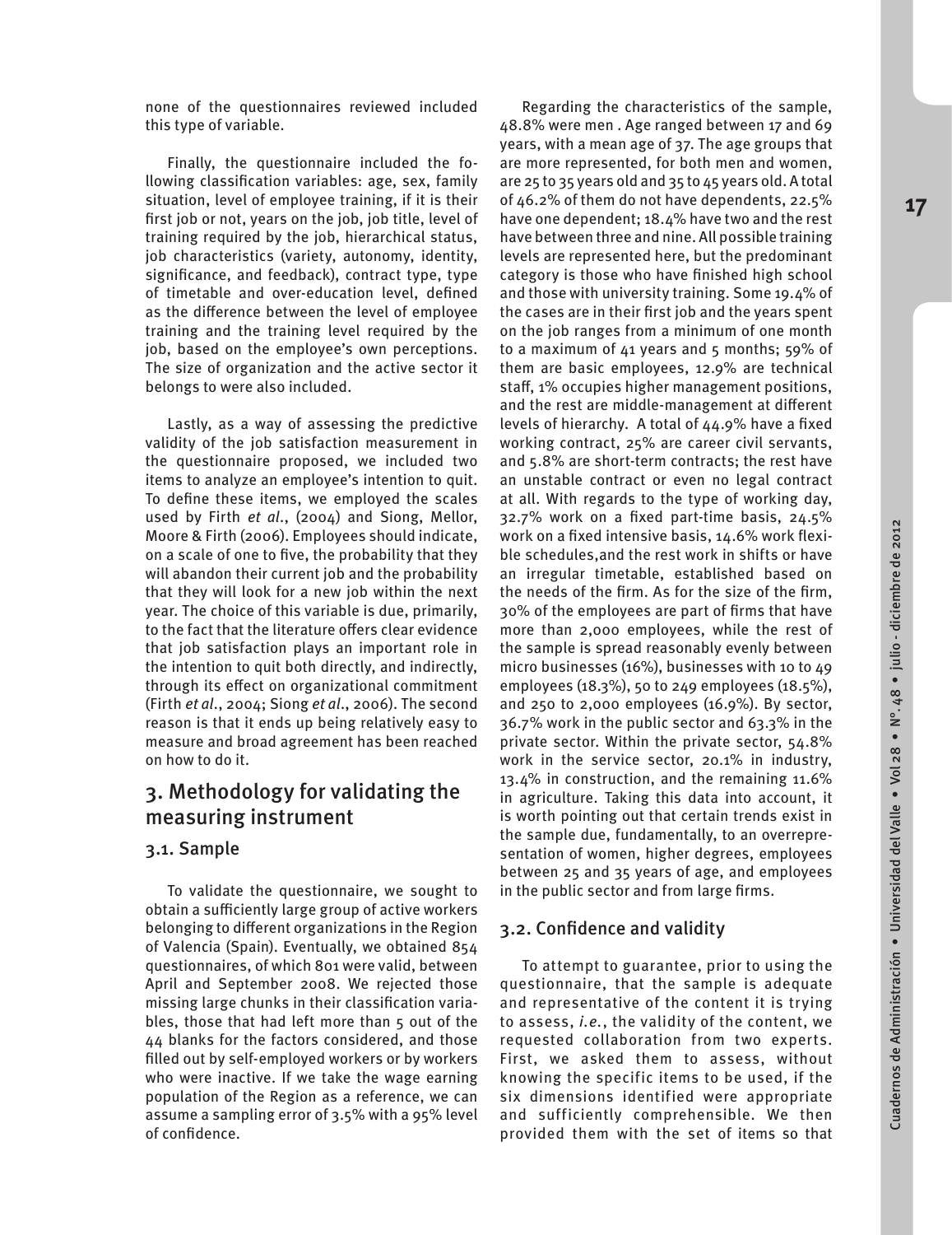none of the questionnaires reviewed included this type of variable.

Finally, the questionnaire included the following classification variables: age, sex, family situation, level of employee training, if it is their first job or not, years on the job, job title, level of training required by the job, hierarchical status, job characteristics (variety, autonomy, identity, significance, and feedback), contract type, type of timetable and over-education level, defined as the difference between the level of employee training and the training level required by the job, based on the employee's own perceptions. The size of organization and the active sector it belongs to were also included.

Lastly, as a way of assessing the predictive validity of the job satisfaction measurement in the questionnaire proposed, we included two items to analyze an employee's intention to quit. To define these items, we employed the scales used by Firth *et al*., (2004) and Siong, Mellor, Moore & Firth (2006). Employees should indicate, on a scale of one to five, the probability that they will abandon their current job and the probability that they will look for a new job within the next year. The choice of this variable is due, primarily, to the fact that the literature offers clear evidence that job satisfaction plays an important role in the intention to quit both directly, and indirectly, through its effect on organizational commitment (Firth *et al*., 2004; Siong *et al*., 2006). The second reason is that it ends up being relatively easy to measure and broad agreement has been reached on how to do it.

## 3. Methodology for validating the measuring instrument

### 3.1. Sample

To validate the questionnaire, we sought to obtain a sufficiently large group of active workers belonging to different organizations in the Region of Valencia (Spain). Eventually, we obtained 854 questionnaires, of which 801 were valid, between April and September 2008. We rejected those missing large chunks in their classification variables, those that had left more than 5 out of the 44 blanks for the factors considered, and those filled out by self-employed workers or by workers who were inactive. If we take the wage earning population of the Region as a reference, we can assume a sampling error of 3.5% with a 95% level of confidence.

Regarding the characteristics of the sample, 48.8% were men . Age ranged between 17 and 69 years, with a mean age of 37. The age groups that are more represented, for both men and women, are 25 to 35 years old and 35 to 45 years old. A total of 46.2% of them do not have dependents, 22.5% have one dependent; 18.4% have two and the rest have between three and nine. All possible training levels are represented here, but the predominant category is those who have finished high school and those with university training. Some 19.4% of the cases are in their first job and the years spent on the job ranges from a minimum of one month to a maximum of 41 years and 5 months; 59% of them are basic employees, 12.9% are technical staff, 1% occupies higher management positions, and the rest are middle-management at different levels of hierarchy. A total of 44.9% have a fixed working contract, 25% are career civil servants, and 5.8% are short-term contracts; the rest have an unstable contract or even no legal contract at all. With regards to the type of working day, 32.7% work on a fixed part-time basis, 24.5% work on a fixed intensive basis, 14.6% work flexible schedules,and the rest work in shifts or have an irregular timetable, established based on the needs of the firm. As for the size of the firm, 30% of the employees are part of firms that have more than 2,000 employees, while the rest of the sample is spread reasonably evenly between micro businesses (16%), businesses with 10 to 49 employees (18.3%), 50 to 249 employees (18.5%), and 250 to 2,000 employees (16.9%). By sector, 36.7% work in the public sector and 63.3% in the private sector. Within the private sector, 54.8% work in the service sector, 20.1% in industry, 13.4% in construction, and the remaining 11.6% in agriculture. Taking this data into account, it is worth pointing out that certain trends exist in the sample due, fundamentally, to an overrepresentation of women, higher degrees, employees between 25 and 35 years of age, and employees in the public sector and from large firms.

### 3.2. Confidence and validity

To attempt to guarantee, prior to using the questionnaire, that the sample is adequate and representative of the content it is trying to assess, *i.e.*, the validity of the content, we requested collaboration from two experts. First, we asked them to assess, without knowing the specific items to be used, if the six dimensions identified were appropriate and sufficiently comprehensible. We then provided them with the set of items so that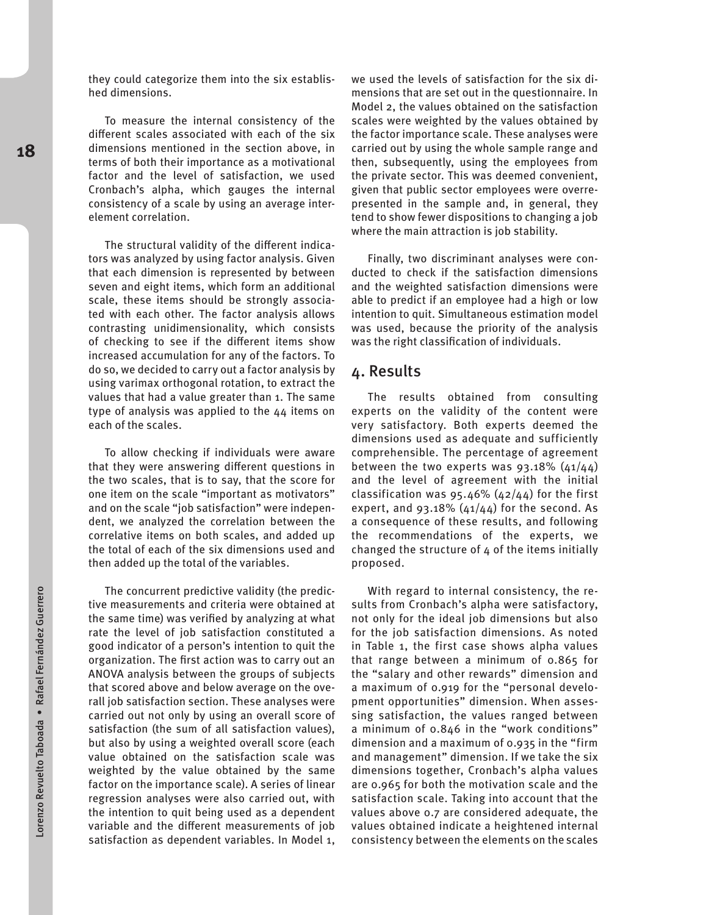they could categorize them into the six established dimensions.

To measure the internal consistency of the different scales associated with each of the six dimensions mentioned in the section above, in terms of both their importance as a motivational factor and the level of satisfaction, we used Cronbach's alpha, which gauges the internal consistency of a scale by using an average inter-element correlation.

The structural validity of the different indicators was analyzed by using factor analysis. Given that each dimension is represented by between seven and eight items, which form an additional scale, these items should be strongly associated with each other. The factor analysis allows contrasting unidimensionality, which consists of checking to see if the different items show increased accumulation for any of the factors. To do so, we decided to carry out a factor analysis by using varimax orthogonal rotation, to extract the values that had a value greater than 1. The same type of analysis was applied to the 44 items on each of the scales.

To allow checking if individuals were aware that they were answering different questions in the two scales, that is to say, that the score for one item on the scale "important as motivators" and on the scale "job satisfaction" were independent, we analyzed the correlation between the correlative items on both scales, and added up the total of each of the six dimensions used and then added up the total of the variables.

The concurrent predictive validity (the predictive measurements and criteria were obtained at the same time) was verified by analyzing at what rate the level of job satisfaction constituted a good indicator of a person's intention to quit the organization. The first action was to carry out an ANOVA analysis between the groups of subjects that scored above and below average on the overall job satisfaction section. These analyses were carried out not only by using an overall score of satisfaction (the sum of all satisfaction values), but also by using a weighted overall score (each value obtained on the satisfaction scale was weighted by the value obtained by the same factor on the importance scale). A series of linear regression analyses were also carried out, with the intention to quit being used as a dependent variable and the different measurements of job satisfaction as dependent variables. In Model 1, we used the levels of satisfaction for the six dimensions that are set out in the questionnaire. In Model 2, the values obtained on the satisfaction scales were weighted by the values obtained by the factor importance scale. These analyses were carried out by using the whole sample range and then, subsequently, using the employees from the private sector. This was deemed convenient, given that public sector employees were overrepresented in the sample and, in general, they tend to show fewer dispositions to changing a job where the main attraction is job stability.

Finally, two discriminant analyses were conducted to check if the satisfaction dimensions and the weighted satisfaction dimensions were able to predict if an employee had a high or low intention to quit. Simultaneous estimation model was used, because the priority of the analysis was the right classification of individuals.

## 4. Results

The results obtained from consulting experts on the validity of the content were very satisfactory. Both experts deemed the dimensions used as adequate and sufficiently comprehensible. The percentage of agreement between the two experts was 93.18% (41/44) and the level of agreement with the initial classification was 95.46% (42/44) for the first expert, and 93.18% (41/44) for the second. As a consequence of these results, and following the recommendations of the experts, we changed the structure of 4 of the items initially proposed.

With regard to internal consistency, the results from Cronbach's alpha were satisfactory, not only for the ideal job dimensions but also for the job satisfaction dimensions. As noted in Table 1, the first case shows alpha values that range between a minimum of 0.865 for the "salary and other rewards" dimension and a maximum of 0.919 for the "personal development opportunities" dimension. When assessing satisfaction, the values ranged between a minimum of 0.846 in the "work conditions" dimension and a maximum of 0.935 in the "firm and management" dimension. If we take the six dimensions together, Cronbach's alpha values are 0.965 for both the motivation scale and the satisfaction scale. Taking into account that the values above 0.7 are considered adequate, the values obtained indicate a heightened internal consistency between the elements on the scales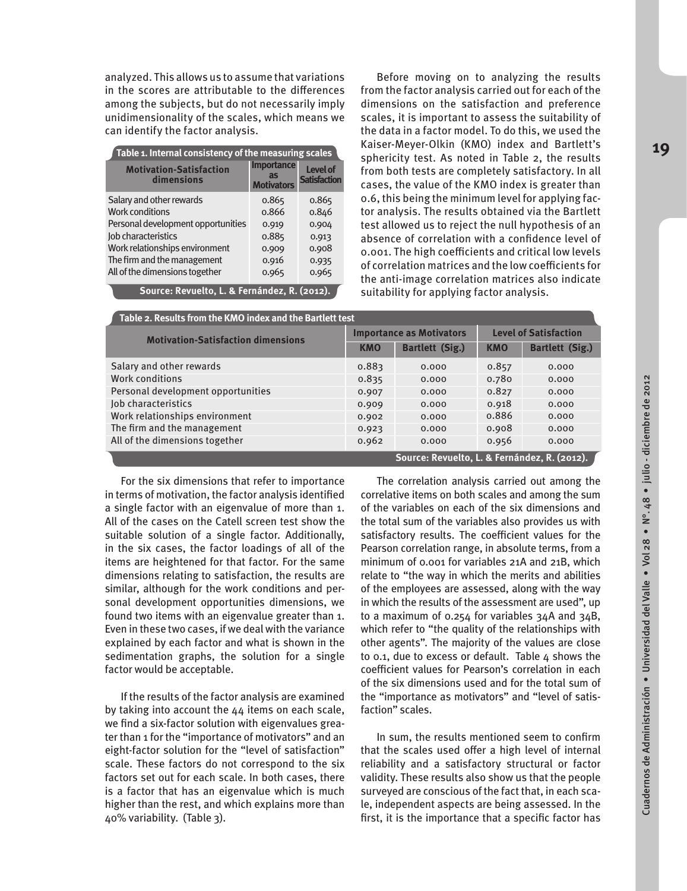analyzed. This allows us to assume that variations in the scores are attributable to the differences among the subjects, but do not necessarily imply unidimensionality of the scales, which means we can identify the factor analysis.

**Table 1. Internal consistency of the measuring scales**

| Motivation-Satisfaction dimensions | Importance as Motivators | Level of Satisfaction |
|---|---|---|
| Salary and other rewards | 0.865 | 0.865 |
| Work conditions | 0.866 | 0.846 |
| Personal development opportunities | 0.919 | 0.904 |
| Job characteristics | 0.885 | 0.913 |
| Work relationships environment | 0.909 | 0.908 |
| The firm and the management | 0.916 | 0.935 |
| All of the dimensions together | 0.965 | 0.965 |

Source: Revuelto, L. & Fernández, R. (2012).

Before moving on to analyzing the results from the factor analysis carried out for each of the dimensions on the satisfaction and preference scales, it is important to assess the suitability of the data in a factor model. To do this, we used the Kaiser-Meyer-Olkin (KMO) index and Bartlett's sphericity test. As noted in Table 2, the results from both tests are completely satisfactory. In all cases, the value of the KMO index is greater than 0.6, this being the minimum level for applying factor analysis. The results obtained via the Bartlett test allowed us to reject the null hypothesis of an absence of correlation with a confidence level of 0.001. The high coefficients and critical low levels of correlation matrices and the low coefficients for the anti-image correlation matrices also indicate suitability for applying factor analysis.

**Table 2. Results from the KMO index and the Bartlett test**

| Motivation-Satisfaction dimensions | Importance as Motivators | | Level of Satisfaction | |
|---|---|---|---|---|
| | KMO | Bartlett (Sig.) | KMO | Bartlett (Sig.) |
| Salary and other rewards | 0.883 | 0.000 | 0.857 | 0.000 |
| Work conditions | 0.835 | 0.000 | 0.780 | 0.000 |
| Personal development opportunities | 0.907 | 0.000 | 0.827 | 0.000 |
| Job characteristics | 0.909 | 0.000 | 0.918 | 0.000 |
| Work relationships environment | 0.902 | 0.000 | 0.886 | 0.000 |
| The firm and the management | 0.923 | 0.000 | 0.908 | 0.000 |
| All of the dimensions together | 0.962 | 0.000 | 0.956 | 0.000 |

Source: Revuelto, L. & Fernández, R. (2012).

For the six dimensions that refer to importance in terms of motivation, the factor analysis identified a single factor with an eigenvalue of more than 1. All of the cases on the Catell screen test show the suitable solution of a single factor. Additionally, in the six cases, the factor loadings of all of the items are heightened for that factor. For the same dimensions relating to satisfaction, the results are similar, although for the work conditions and personal development opportunities dimensions, we found two items with an eigenvalue greater than 1. Even in these two cases, if we deal with the variance explained by each factor and what is shown in the sedimentation graphs, the solution for a single factor would be acceptable.

If the results of the factor analysis are examined by taking into account the 44 items on each scale, we find a six-factor solution with eigenvalues greater than 1 for the "importance of motivators" and an eight-factor solution for the "level of satisfaction" scale. These factors do not correspond to the six factors set out for each scale. In both cases, there is a factor that has an eigenvalue which is much higher than the rest, and which explains more than 40% variability. (Table 3).

The correlation analysis carried out among the correlative items on both scales and among the sum of the variables on each of the six dimensions and the total sum of the variables also provides us with satisfactory results. The coefficient values for the Pearson correlation range, in absolute terms, from a minimum of 0.001 for variables 21A and 21B, which relate to "the way in which the merits and abilities of the employees are assessed, along with the way in which the results of the assessment are used", up to a maximum of 0.254 for variables 34A and 34B, which refer to "the quality of the relationships with other agents". The majority of the values are close to 0.1, due to excess or default. Table 4 shows the coefficient values for Pearson's correlation in each of the six dimensions used and for the total sum of the "importance as motivators" and "level of satisfaction" scales.

In sum, the results mentioned seem to confirm that the scales used offer a high level of internal reliability and a satisfactory structural or factor validity. These results also show us that the people surveyed are conscious of the fact that, in each scale, independent aspects are being assessed. In the first, it is the importance that a specific factor has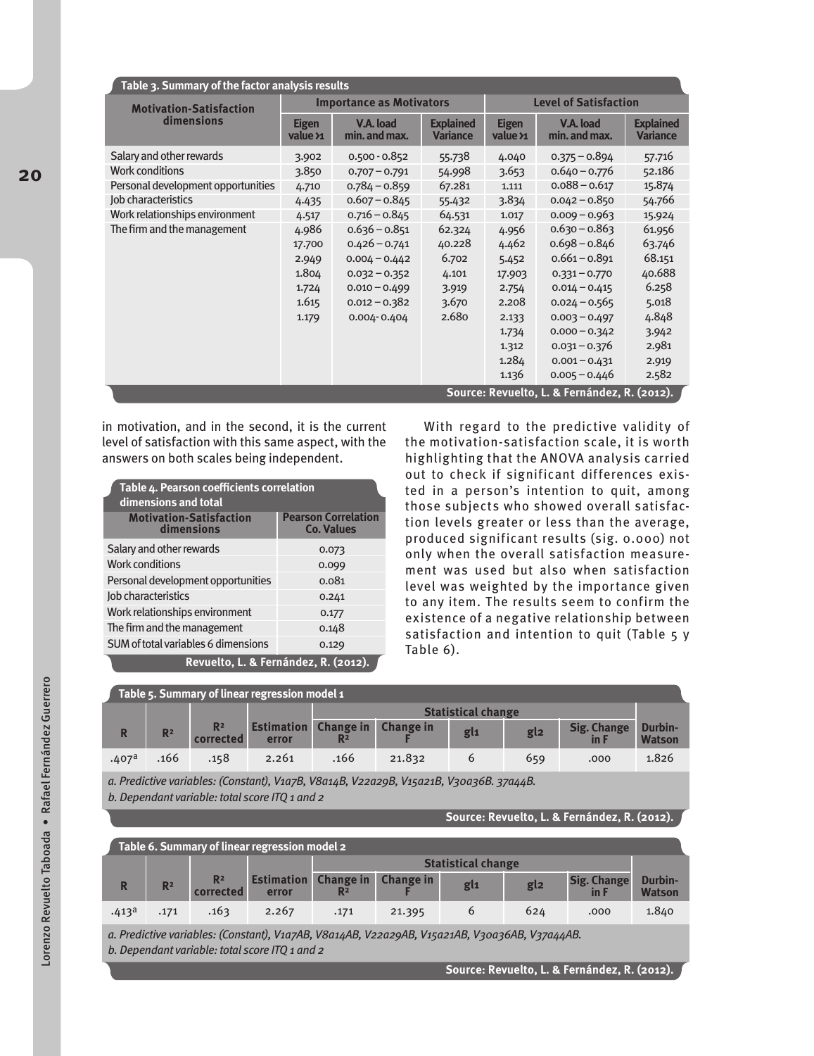**Table 3. Summary of the factor analysis results**

| Motivation-Satisfaction dimensions | Importance as Motivators | | | Level of Satisfaction | | |
|---|---|---|---|---|---|---|
| | Eigen value >1 | V.A. load min. and max. | Explained Variance | Eigen value >1 | V.A. load min. and max. | Explained Variance |
| Salary and other rewards | 3.902 | 0.500 - 0.852 | 55.738 | 4.040 | 0.375 – 0.894 | 57.716 |
| Work conditions | 3.850 | 0.707 – 0.791 | 54.998 | 3.653 | 0.640 – 0.776 | 52.186 |
| Personal development opportunities | 4.710 | 0.784 – 0.859 | 67.281 | 1.111 | 0.088 – 0.617 | 15.874 |
| Job characteristics | 4.435 | 0.607 – 0.845 | 55.432 | 3.834 | 0.042 – 0.850 | 54.766 |
| Work relationships environment | 4.517 | 0.716 – 0.845 | 64.531 | 1.017 | 0.009 – 0.963 | 15.924 |
| The firm and the management | 4.986 | 0.636 – 0.851 | 62.324 | 4.956 | 0.630 – 0.863 | 61.956 |
| | 17.700 | 0.426 – 0.741 | 40.228 | 4.462 | 0.698 – 0.846 | 63.746 |
| | 2.949 | 0.004 – 0.442 | 6.702 | 5.452 | 0.661 – 0.891 | 68.151 |
| | 1.804 | 0.032 – 0.352 | 4.101 | 17.903 | 0.331 – 0.770 | 40.688 |
| | 1.724 | 0.010 – 0.499 | 3.919 | 2.754 | 0.014 – 0.415 | 6.258 |
| | 1.615 | 0.012 – 0.382 | 3.670 | 2.208 | 0.024 – 0.565 | 5.018 |
| | 1.179 | 0.004- 0.404 | 2.680 | 2.133 | 0.003 – 0.497 | 4.848 |
| | | | | 1.734 | 0.000 – 0.342 | 3.942 |
| | | | | 1.312 | 0.031 – 0.376 | 2.981 |
| | | | | 1.284 | 0.001 – 0.431 | 2.919 |
| | | | | 1.136 | 0.005 – 0.446 | 2.582 |

Source: Revuelto, L. & Fernández, R. (2012).

in motivation, and in the second, it is the current level of satisfaction with this same aspect, with the answers on both scales being independent.

**Table 4. Pearson coefficients correlation dimensions and total**

| Motivation-Satisfaction dimensions | Pearson Correlation Co. Values |
|---|---|
| Salary and other rewards | 0.073 |
| Work conditions | 0.099 |
| Personal development opportunities | 0.081 |
| Job characteristics | 0.241 |
| Work relationships environment | 0.177 |
| The firm and the management | 0.148 |
| SUM of total variables 6 dimensions | 0.129 |

Revuelto, L. & Fernández, R. (2012).

With regard to the predictive validity of the motivation-satisfaction scale, it is worth highlighting that the ANOVA analysis carried out to check if significant differences existed in a person's intention to quit, among those subjects who showed overall satisfaction levels greater or less than the average, produced significant results (sig. 0.000) not only when the overall satisfaction measurement was used but also when satisfaction level was weighted by the importance given to any item. The results seem to confirm the existence of a negative relationship between satisfaction and intention to quit (Table 5 y Table 6).

**Table 5. Summary of linear regression model 1**

| R | $R^2$ | $R^2$ corrected | Estimation error | Statistical change | | | | | Durbin-Watson |
|---|---|---|---|---|---|---|---|---|---|
| | | | | Change in $R^2$ | Change in F | gl1 | gl2 | Sig. Change in F | |
| .407[a] | .166 | .158 | 2.261 | .166 | 21.832 | 6 | 659 | .000 | 1.826 |

*a. Predictive variables: (Constant), V1a7B, V8a14B, V22a29B, V15a21B, V30a36B. 37a44B.*
*b. Dependant variable: total score ITQ 1 and 2*

Source: Revuelto, L. & Fernández, R. (2012).

**Table 6. Summary of linear regression model 2**

| R | $R^2$ | $R^2$ corrected | Estimation error | Statistical change | | | | | Durbin-Watson |
|---|---|---|---|---|---|---|---|---|---|
| | | | | Change in $R^2$ | Change in F | gl1 | gl2 | Sig. Change in F | |
| .413[a] | .171 | .163 | 2.267 | .171 | 21.395 | 6 | 624 | .000 | 1.840 |

*a. Predictive variables: (Constant), V1a7AB, V8a14AB, V22a29AB, V15a21AB, V30a36AB, V37a44AB.*
*b. Dependant variable: total score ITQ 1 and 2*

Source: Revuelto, L. & Fernández, R. (2012).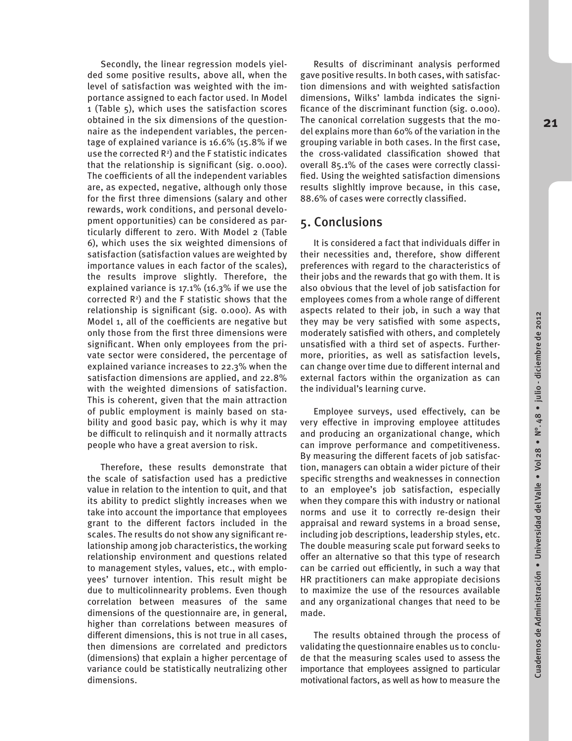Secondly, the linear regression models yielded some positive results, above all, when the level of satisfaction was weighted with the importance assigned to each factor used. In Model 1 (Table 5), which uses the satisfaction scores obtained in the six dimensions of the questionnaire as the independent variables, the percentage of explained variance is 16.6% (15.8% if we use the corrected $R^2$) and the F statistic indicates that the relationship is significant (sig. 0.000). The coefficients of all the independent variables are, as expected, negative, although only those for the first three dimensions (salary and other rewards, work conditions, and personal development opportunities) can be considered as particularly different to zero. With Model 2 (Table 6), which uses the six weighted dimensions of satisfaction (satisfaction values are weighted by importance values in each factor of the scales), the results improve slightly. Therefore, the explained variance is 17.1% (16.3% if we use the corrected $R^2$) and the F statistic shows that the relationship is significant (sig. 0.000). As with Model 1, all of the coefficients are negative but only those from the first three dimensions were significant. When only employees from the private sector were considered, the percentage of explained variance increases to 22.3% when the satisfaction dimensions are applied, and 22.8% with the weighted dimensions of satisfaction. This is coherent, given that the main attraction of public employment is mainly based on stability and good basic pay, which is why it may be difficult to relinquish and it normally attracts people who have a great aversion to risk.

Therefore, these results demonstrate that the scale of satisfaction used has a predictive value in relation to the intention to quit, and that its ability to predict slightly increases when we take into account the importance that employees grant to the different factors included in the scales. The results do not show any significant relationship among job characteristics, the working relationship environment and questions related to management styles, values, etc., with employees' turnover intention. This result might be due to multicolinnearity problems. Even though correlation between measures of the same dimensions of the questionnaire are, in general, higher than correlations between measures of different dimensions, this is not true in all cases, then dimensions are correlated and predictors (dimensions) that explain a higher percentage of variance could be statistically neutralizing other dimensions.

Results of discriminant analysis performed gave positive results. In both cases, with satisfaction dimensions and with weighted satisfaction dimensions, Wilks' lambda indicates the significance of the discriminant function (sig. 0.000). The canonical correlation suggests that the model explains more than 60% of the variation in the grouping variable in both cases. In the first case, the cross-validated classification showed that overall 85.1% of the cases were correctly classified. Using the weighted satisfaction dimensions results slighltly improve because, in this case, 88.6% of cases were correctly classified.

## 5. Conclusions

It is considered a fact that individuals differ in their necessities and, therefore, show different preferences with regard to the characteristics of their jobs and the rewards that go with them. It is also obvious that the level of job satisfaction for employees comes from a whole range of different aspects related to their job, in such a way that they may be very satisfied with some aspects, moderately satisfied with others, and completely unsatisfied with a third set of aspects. Furthermore, priorities, as well as satisfaction levels, can change over time due to different internal and external factors within the organization as can the individual's learning curve.

Employee surveys, used effectively, can be very effective in improving employee attitudes and producing an organizational change, which can improve performance and competitiveness. By measuring the different facets of job satisfaction, managers can obtain a wider picture of their specific strengths and weaknesses in connection to an employee's job satisfaction, especially when they compare this with industry or national norms and use it to correctly re-design their appraisal and reward systems in a broad sense, including job descriptions, leadership styles, etc. The double measuring scale put forward seeks to offer an alternative so that this type of research can be carried out efficiently, in such a way that HR practitioners can make appropiate decisions to maximize the use of the resources available and any organizational changes that need to be made.

The results obtained through the process of validating the questionnaire enables us to conclude that the measuring scales used to assess the importance that employees assigned to particular motivational factors, as well as how to measure the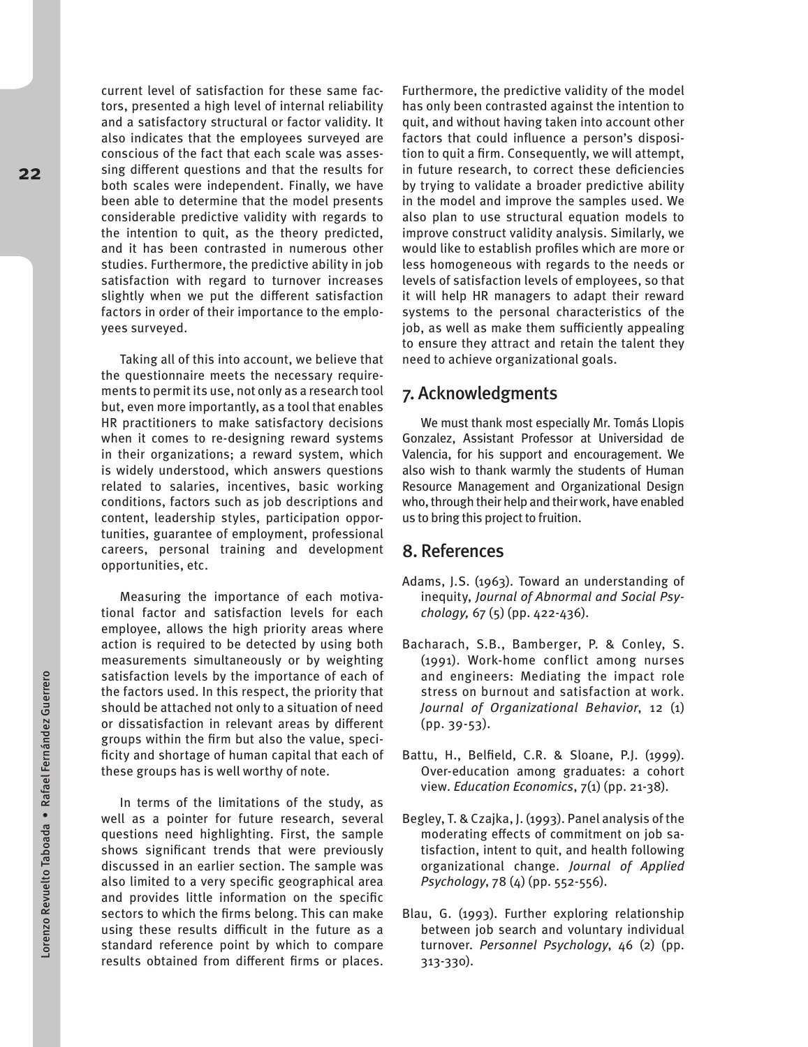current level of satisfaction for these same factors, presented a high level of internal reliability and a satisfactory structural or factor validity. It also indicates that the employees surveyed are conscious of the fact that each scale was assessing different questions and that the results for both scales were independent. Finally, we have been able to determine that the model presents considerable predictive validity with regards to the intention to quit, as the theory predicted, and it has been contrasted in numerous other studies. Furthermore, the predictive ability in job satisfaction with regard to turnover increases slightly when we put the different satisfaction factors in order of their importance to the employees surveyed.

Taking all of this into account, we believe that the questionnaire meets the necessary requirements to permit its use, not only as a research tool but, even more importantly, as a tool that enables HR practitioners to make satisfactory decisions when it comes to re-designing reward systems in their organizations; a reward system, which is widely understood, which answers questions related to salaries, incentives, basic working conditions, factors such as job descriptions and content, leadership styles, participation opportunities, guarantee of employment, professional careers, personal training and development opportunities, etc.

Measuring the importance of each motivational factor and satisfaction levels for each employee, allows the high priority areas where action is required to be detected by using both measurements simultaneously or by weighting satisfaction levels by the importance of each of the factors used. In this respect, the priority that should be attached not only to a situation of need or dissatisfaction in relevant areas by different groups within the firm but also the value, specificity and shortage of human capital that each of these groups has is well worthy of note.

In terms of the limitations of the study, as well as a pointer for future research, several questions need highlighting. First, the sample shows significant trends that were previously discussed in an earlier section. The sample was also limited to a very specific geographical area and provides little information on the specific sectors to which the firms belong. This can make using these results difficult in the future as a standard reference point by which to compare results obtained from different firms or places. Furthermore, the predictive validity of the model has only been contrasted against the intention to quit, and without having taken into account other factors that could influence a person's disposition to quit a firm. Consequently, we will attempt, in future research, to correct these deficiencies by trying to validate a broader predictive ability in the model and improve the samples used. We also plan to use structural equation models to improve construct validity analysis. Similarly, we would like to establish profiles which are more or less homogeneous with regards to the needs or levels of satisfaction levels of employees, so that it will help HR managers to adapt their reward systems to the personal characteristics of the job, as well as make them sufficiently appealing to ensure they attract and retain the talent they need to achieve organizational goals.

## 7. Acknowledgments

We must thank most especially Mr. Tomás Llopis Gonzalez, Assistant Professor at Universidad de Valencia, for his support and encouragement. We also wish to thank warmly the students of Human Resource Management and Organizational Design who, through their help and their work, have enabled us to bring this project to fruition.

## 8. References

Adams, J.S. (1963). Toward an understanding of inequity, *Journal of Abnormal and Social Psychology,* 67 (5) (pp. 422-436).

Bacharach, S.B., Bamberger, P. & Conley, S. (1991). Work-home conflict among nurses and engineers: Mediating the impact role stress on burnout and satisfaction at work. *Journal of Organizational Behavior*, 12 (1) (pp. 39-53).

Battu, H., Belfield, C.R. & Sloane, P.J. (1999). Over-education among graduates: a cohort view. *Education Economics*, 7(1) (pp. 21-38).

Begley, T. & Czajka, J. (1993). Panel analysis of the moderating effects of commitment on job satisfaction, intent to quit, and health following organizational change. *Journal of Applied Psychology*, 78 (4) (pp. 552-556).

Blau, G. (1993). Further exploring relationship between job search and voluntary individual turnover. *Personnel Psychology*, 46 (2) (pp. 313-330).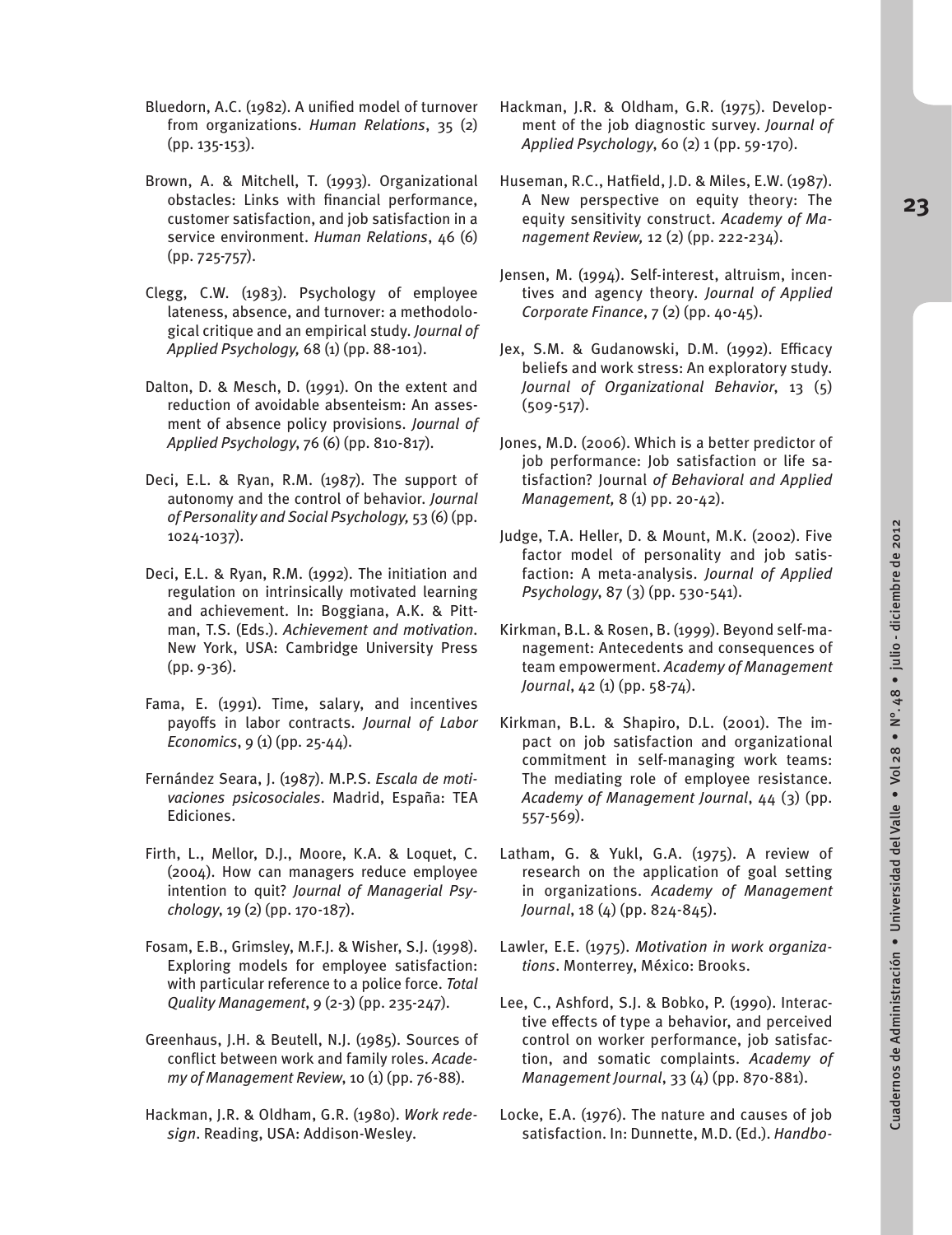Bluedorn, A.C. (1982). A unified model of turnover from organizations. *Human Relations*, 35 (2) (pp. 135-153).

Brown, A. & Mitchell, T. (1993). Organizational obstacles: Links with financial performance, customer satisfaction, and job satisfaction in a service environment. *Human Relations*, 46 (6) (pp. 725-757).

Clegg, C.W. (1983). Psychology of employee lateness, absence, and turnover: a methodological critique and an empirical study. *Journal of Applied Psychology,* 68 (1) (pp. 88-101).

Dalton, D. & Mesch, D. (1991). On the extent and reduction of avoidable absenteeism: An assesment of absence policy provisions. *Journal of Applied Psychology*, 76 (6) (pp. 810-817).

Deci, E.L. & Ryan, R.M. (1987). The support of autonomy and the control of behavior. *Journal of Personality and Social Psychology,* 53 (6) (pp. 1024-1037).

Deci, E.L. & Ryan, R.M. (1992). The initiation and regulation on intrinsically motivated learning and achievement. In: Boggiana, A.K. & Pittman, T.S. (Eds.). *Achievement and motivation*. New York, USA: Cambridge University Press (pp. 9-36).

Fama, E. (1991). Time, salary, and incentives payoffs in labor contracts. *Journal of Labor Economics*, 9 (1) (pp. 25-44).

Fernández Seara, J. (1987). M.P.S. *Escala de motivaciones psicosociales*. Madrid, España: TEA Ediciones.

Firth, L., Mellor, D.J., Moore, K.A. & Loquet, C. (2004). How can managers reduce employee intention to quit? *Journal of Managerial Psychology*, 19 (2) (pp. 170-187).

Fosam, E.B., Grimsley, M.F.J. & Wisher, S.J. (1998). Exploring models for employee satisfaction: with particular reference to a police force. *Total Quality Management*, 9 (2-3) (pp. 235-247).

Greenhaus, J.H. & Beutell, N.J. (1985). Sources of conflict between work and family roles. *Academy of Management Review*, 10 (1) (pp. 76-88).

Hackman, J.R. & Oldham, G.R. (1980). *Work redesign*. Reading, USA: Addison-Wesley.

Hackman, J.R. & Oldham, G.R. (1975). Development of the job diagnostic survey. *Journal of Applied Psychology*, 60 (2) 1 (pp. 59-170).

Huseman, R.C., Hatfield, J.D. & Miles, E.W. (1987). A New perspective on equity theory: The equity sensitivity construct. *Academy of Management Review,* 12 (2) (pp. 222-234).

Jensen, M. (1994). Self-interest, altruism, incentives and agency theory. *Journal of Applied Corporate Finance*, 7 (2) (pp. 40-45).

Jex, S.M. & Gudanowski, D.M. (1992). Efficacy beliefs and work stress: An exploratory study. *Journal of Organizational Behavior*, 13 (5) (509-517).

Jones, M.D. (2006). Which is a better predictor of job performance: Job satisfaction or life satisfaction? Journal *of Behavioral and Applied Management,* 8 (1) pp. 20-42).

Judge, T.A. Heller, D. & Mount, M.K. (2002). Five factor model of personality and job satisfaction: A meta-analysis. *Journal of Applied Psychology*, 87 (3) (pp. 530-541).

Kirkman, B.L. & Rosen, B. (1999). Beyond self-management: Antecedents and consequences of team empowerment. *Academy of Management Journal*, 42 (1) (pp. 58-74).

Kirkman, B.L. & Shapiro, D.L. (2001). The impact on job satisfaction and organizational commitment in self-managing work teams: The mediating role of employee resistance. *Academy of Management Journal*, 44 (3) (pp. 557-569).

Latham, G. & Yukl, G.A. (1975). A review of research on the application of goal setting in organizations. *Academy of Management Journal*, 18 (4) (pp. 824-845).

Lawler, E.E. (1975). *Motivation in work organizations*. Monterrey, México: Brooks.

Lee, C., Ashford, S.J. & Bobko, P. (1990). Interactive effects of type a behavior, and perceived control on worker performance, job satisfaction, and somatic complaints. *Academy of Management Journal*, 33 (4) (pp. 870-881).

Locke, E.A. (1976). The nature and causes of job satisfaction. In: Dunnette, M.D. (Ed.). *Handbo-*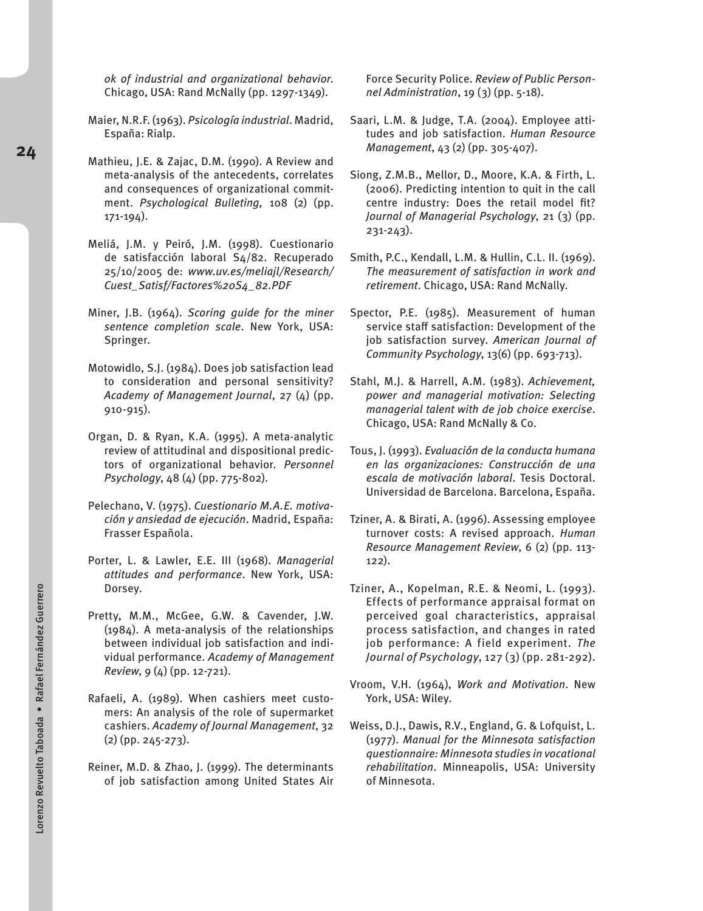*ok of industrial and organizational behavior*. Chicago, USA: Rand McNally (pp. 1297-1349).

Maier, N.R.F. (1963). *Psicología industrial*. Madrid, España: Rialp.

Mathieu, J.E. & Zajac, D.M. (1990). A Review and meta-analysis of the antecedents, correlates and consequences of organizational commitment. *Psychological Bulleting,* 108 (2) (pp. 171-194).

Meliá, J.M. y Peiró, J.M. (1998). Cuestionario de satisfacción laboral S4/82. Recuperado 25/10/2005 de: *www.uv.es/meliajl/Research/Cuest_Satisf/Factores%20S4_82.PDF*

Miner, J.B. (1964). *Scoring guide for the miner sentence completion scale*. New York, USA: Springer.

Motowidlo, S.J. (1984). Does job satisfaction lead to consideration and personal sensitivity? *Academy of Management Journal*, 27 (4) (pp. 910-915).

Organ, D. & Ryan, K.A. (1995). A meta-analytic review of attitudinal and dispositional predictors of organizational behavior. *Personnel Psychology*, 48 (4) (pp. 775-802).

Pelechano, V. (1975). *Cuestionario M.A.E. motivación y ansiedad de ejecución*. Madrid, España: Frasser Española.

Porter, L. & Lawler, E.E. III (1968). *Managerial attitudes and performance*. New York, USA: Dorsey.

Pretty, M.M., McGee, G.W. & Cavender, J.W. (1984). A meta-analysis of the relationships between individual job satisfaction and individual performance. *Academy of Management Review*, 9 (4) (pp. 12-721).

Rafaeli, A. (1989). When cashiers meet customers: An analysis of the role of supermarket cashiers. *Academy of Journal Management*, 32 (2) (pp. 245-273).

Reiner, M.D. & Zhao, J. (1999). The determinants of job satisfaction among United States Air Force Security Police. *Review of Public Personnel Administration*, 19 (3) (pp. 5-18).

Saari, L.M. & Judge, T.A. (2004). Employee attitudes and job satisfaction. *Human Resource Management*, 43 (2) (pp. 305-407).

Siong, Z.M.B., Mellor, D., Moore, K.A. & Firth, L. (2006). Predicting intention to quit in the call centre industry: Does the retail model fit? *Journal of Managerial Psychology*, 21 (3) (pp. 231-243).

Smith, P.C., Kendall, L.M. & Hullin, C.L. II. (1969). *The measurement of satisfaction in work and retirement*. Chicago, USA: Rand McNally.

Spector, P.E. (1985). Measurement of human service staff satisfaction: Development of the job satisfaction survey. *American Journal of Community Psychology*, 13(6) (pp. 693-713).

Stahl, M.J. & Harrell, A.M. (1983). *Achievement, power and managerial motivation: Selecting managerial talent with de job choice exercise*. Chicago, USA: Rand McNally & Co.

Tous, J. (1993). *Evaluación de la conducta humana en las organizaciones: Construcción de una escala de motivación laboral*. Tesis Doctoral. Universidad de Barcelona. Barcelona, España.

Tziner, A. & Birati, A. (1996). Assessing employee turnover costs: A revised approach. *Human Resource Management Review*, 6 (2) (pp. 113-122).

Tziner, A., Kopelman, R.E. & Neomi, L. (1993). Effects of performance appraisal format on perceived goal characteristics, appraisal process satisfaction, and changes in rated job performance: A field experiment. *The Journal of Psychology*, 127 (3) (pp. 281-292).

Vroom, V.H. (1964), *Work and Motivation*. New York, USA: Wiley.

Weiss, D.J., Dawis, R.V., England, G. & Lofquist, L. (1977). *Manual for the Minnesota satisfaction questionnaire: Minnesota studies in vocational rehabilitation*. Minneapolis, USA: University of Minnesota.